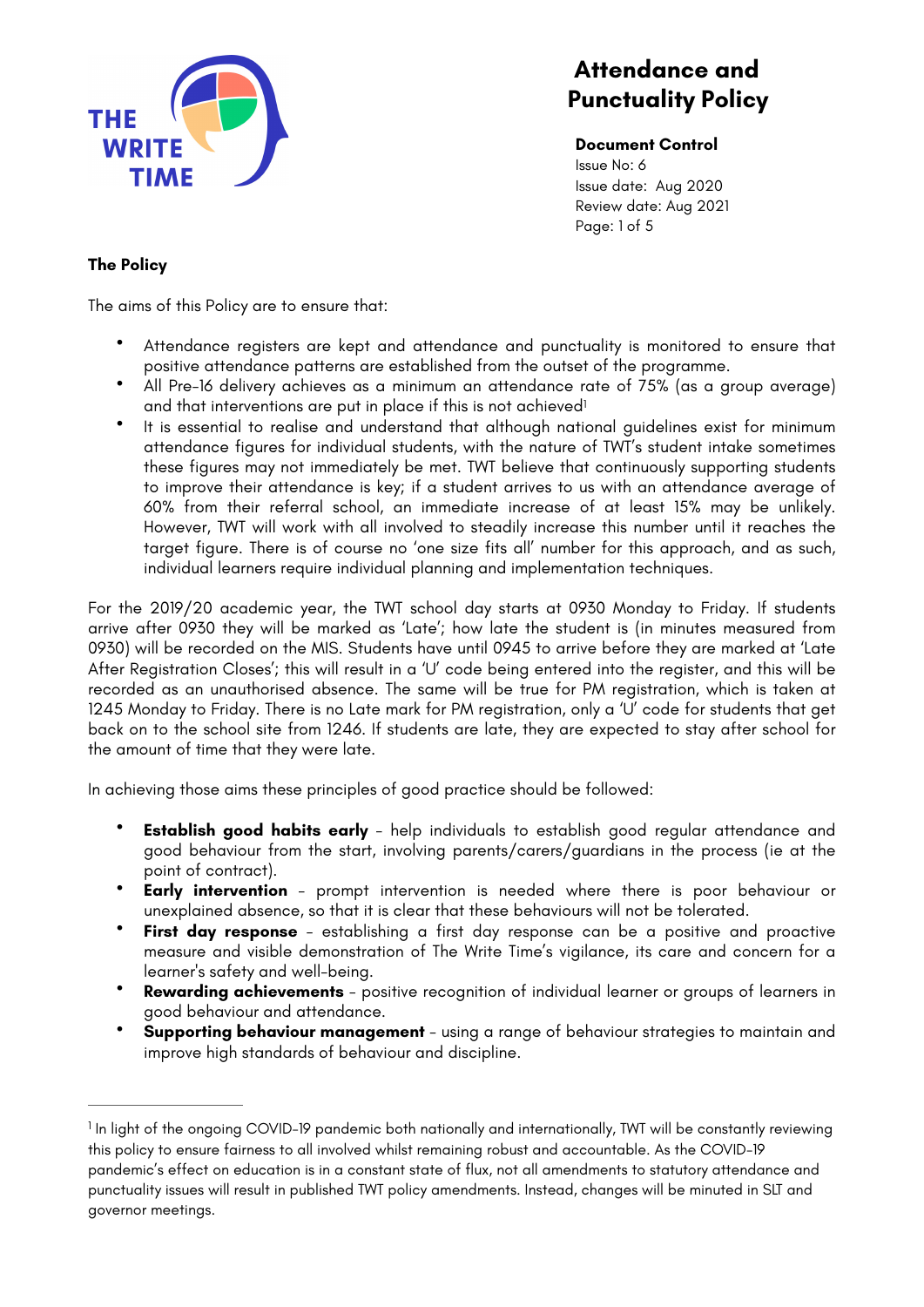# Attendance and Punctuality Policy

**Document Control**
Issue No: 6
Issue date: Aug 2020
Review date: Aug 2021

## The Policy

The aims of this Policy are to ensure that:

- Attendance registers are kept and attendance and punctuality is monitored to ensure that positive attendance patterns are established from the outset of the programme.
- All Pre-16 delivery achieves as a minimum an attendance rate of 75% (as a group average) and that interventions are put in place if this is not achieved[1]
- It is essential to realise and understand that although national guidelines exist for minimum attendance figures for individual students, with the nature of TWT's student intake sometimes these figures may not immediately be met. TWT believe that continuously supporting students to improve their attendance is key; if a student arrives to us with an attendance average of 60% from their referral school, an immediate increase of at least 15% may be unlikely. However, TWT will work with all involved to steadily increase this number until it reaches the target figure. There is of course no 'one size fits all' number for this approach, and as such, individual learners require individual planning and implementation techniques.

For the 2019/20 academic year, the TWT school day starts at 0930 Monday to Friday. If students arrive after 0930 they will be marked as 'Late'; how late the student is (in minutes measured from 0930) will be recorded on the MIS. Students have until 0945 to arrive before they are marked at 'Late After Registration Closes'; this will result in a 'U' code being entered into the register, and this will be recorded as an unauthorised absence. The same will be true for PM registration, which is taken at 1245 Monday to Friday. There is no Late mark for PM registration, only a 'U' code for students that get back on to the school site from 1246. If students are late, they are expected to stay after school for the amount of time that they were late.

In achieving those aims these principles of good practice should be followed:

- **Establish good habits early** – help individuals to establish good regular attendance and good behaviour from the start, involving parents/carers/guardians in the process (ie at the point of contract).
- **Early intervention** – prompt intervention is needed where there is poor behaviour or unexplained absence, so that it is clear that these behaviours will not be tolerated.
- **First day response** – establishing a first day response can be a positive and proactive measure and visible demonstration of The Write Time's vigilance, its care and concern for a learner's safety and well-being.
- **Rewarding achievements** – positive recognition of individual learner or groups of learners in good behaviour and attendance.
- **Supporting behaviour management** – using a range of behaviour strategies to maintain and improve high standards of behaviour and discipline.

---

[1] In light of the ongoing COVID-19 pandemic both nationally and internationally, TWT will be constantly reviewing this policy to ensure fairness to all involved whilst remaining robust and accountable. As the COVID-19 pandemic's effect on education is in a constant state of flux, not all amendments to statutory attendance and punctuality issues will result in published TWT policy amendments. Instead, changes will be minuted in SLT and governor meetings.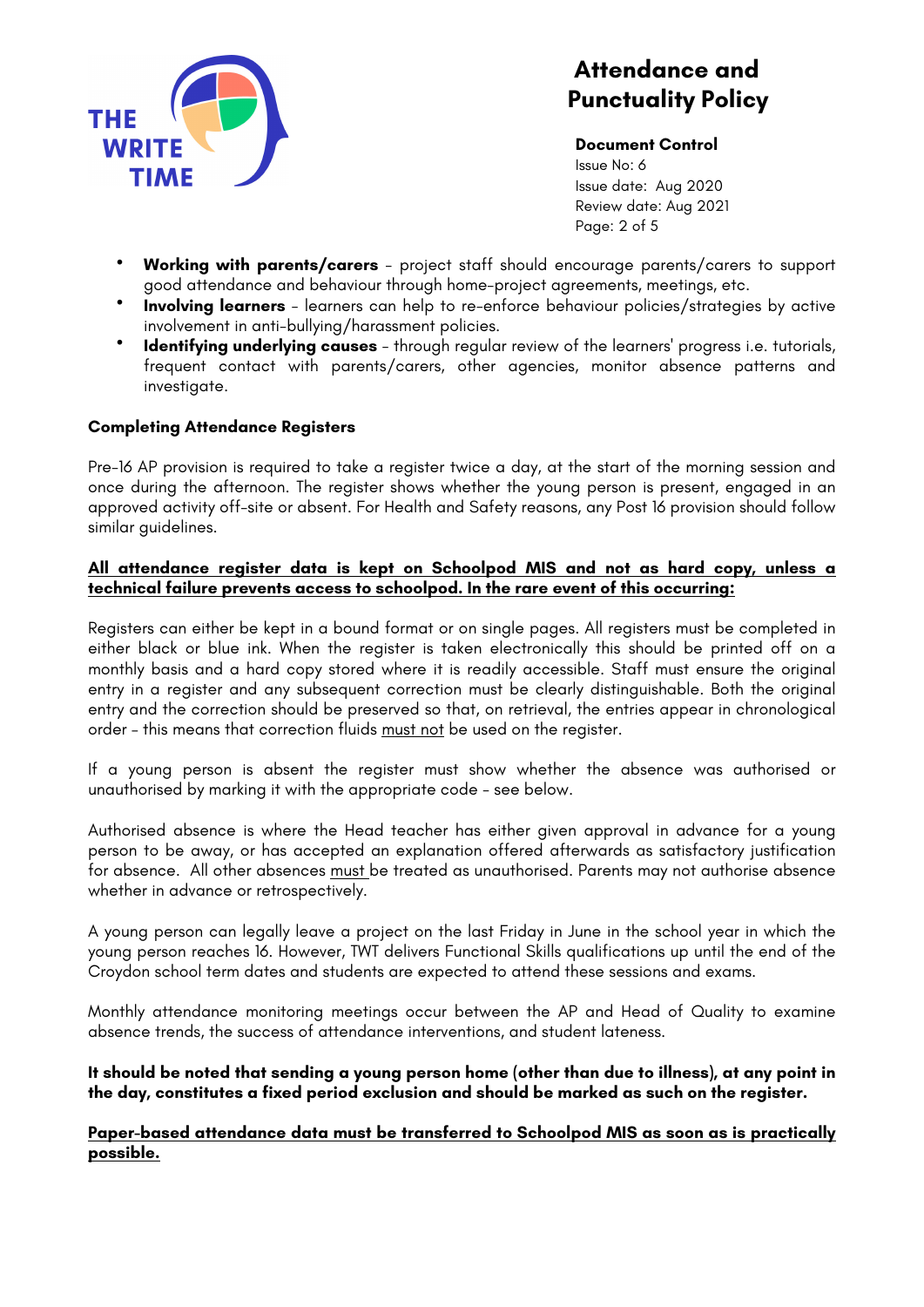- **Working with parents/carers** – project staff should encourage parents/carers to support good attendance and behaviour through home-project agreements, meetings, etc.
- **Involving learners** – learners can help to re-enforce behaviour policies/strategies by active involvement in anti-bullying/harassment policies.
- **Identifying underlying causes** – through regular review of the learners' progress i.e. tutorials, frequent contact with parents/carers, other agencies, monitor absence patterns and investigate.

**Completing Attendance Registers**

Pre-16 AP provision is required to take a register twice a day, at the start of the morning session and once during the afternoon. The register shows whether the young person is present, engaged in an approved activity off-site or absent. For Health and Safety reasons, any Post 16 provision should follow similar guidelines.

**All attendance register data is kept on Schoolpod MIS and not as hard copy, unless a technical failure prevents access to schoolpod. In the rare event of this occurring:**

Registers can either be kept in a bound format or on single pages. All registers must be completed in either black or blue ink. When the register is taken electronically this should be printed off on a monthly basis and a hard copy stored where it is readily accessible. Staff must ensure the original entry in a register and any subsequent correction must be clearly distinguishable. Both the original entry and the correction should be preserved so that, on retrieval, the entries appear in chronological order – this means that correction fluids must not be used on the register.

If a young person is absent the register must show whether the absence was authorised or unauthorised by marking it with the appropriate code – see below.

Authorised absence is where the Head teacher has either given approval in advance for a young person to be away, or has accepted an explanation offered afterwards as satisfactory justification for absence. All other absences must be treated as unauthorised. Parents may not authorise absence whether in advance or retrospectively.

A young person can legally leave a project on the last Friday in June in the school year in which the young person reaches 16. However, TWT delivers Functional Skills qualifications up until the end of the Croydon school term dates and students are expected to attend these sessions and exams.

Monthly attendance monitoring meetings occur between the AP and Head of Quality to examine absence trends, the success of attendance interventions, and student lateness.

**It should be noted that sending a young person home (other than due to illness), at any point in the day, constitutes a fixed period exclusion and should be marked as such on the register.**

**Paper-based attendance data must be transferred to Schoolpod MIS as soon as is practically possible.**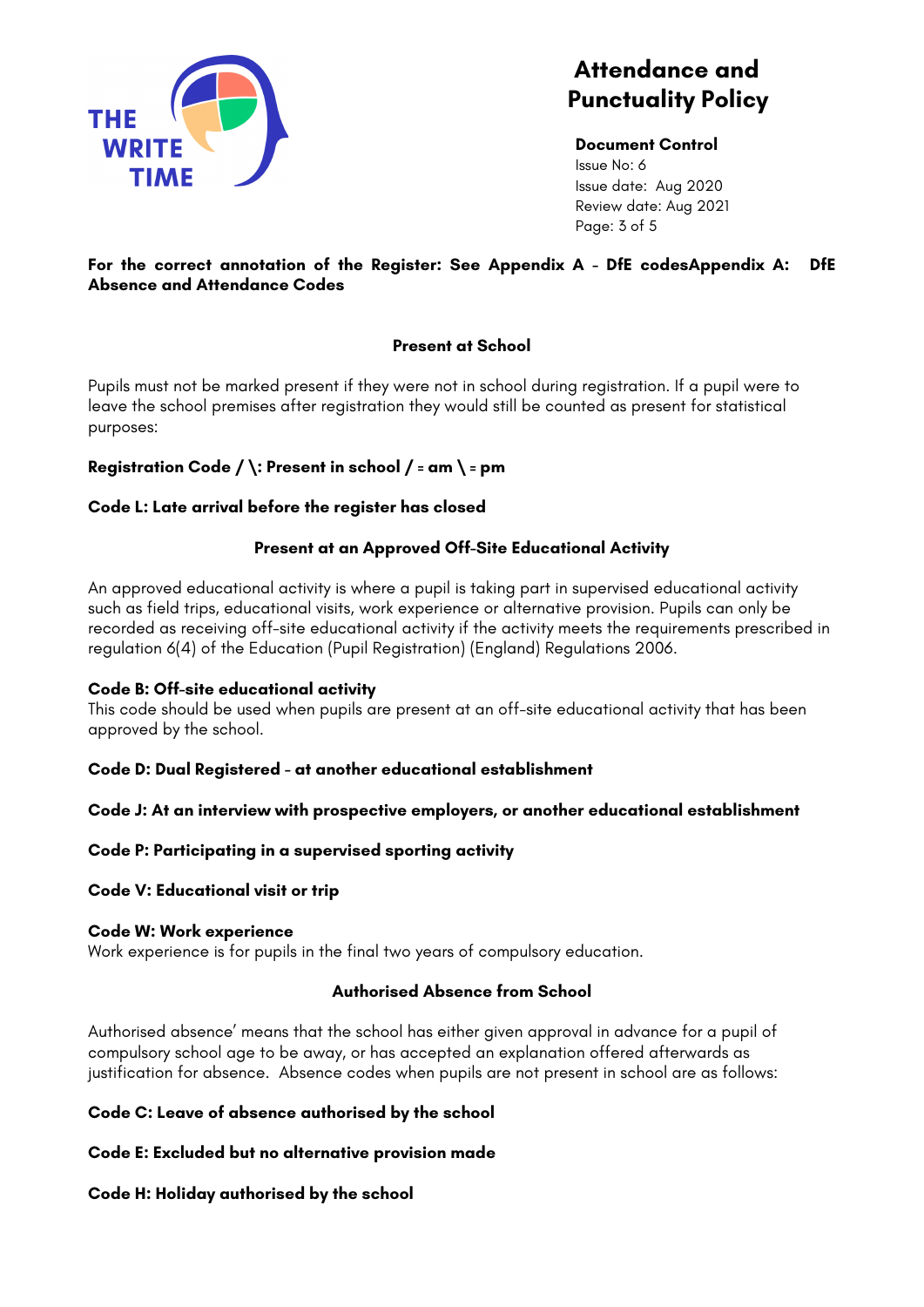**For the correct annotation of the Register: See Appendix A - DfE codesAppendix A: DfE Absence and Attendance Codes**

## Present at School

Pupils must not be marked present if they were not in school during registration. If a pupil were to leave the school premises after registration they would still be counted as present for statistical purposes:

**Registration Code / \: Present in school / = am \ = pm**

**Code L: Late arrival before the register has closed**

## Present at an Approved Off-Site Educational Activity

An approved educational activity is where a pupil is taking part in supervised educational activity such as field trips, educational visits, work experience or alternative provision. Pupils can only be recorded as receiving off-site educational activity if the activity meets the requirements prescribed in regulation 6(4) of the Education (Pupil Registration) (England) Regulations 2006.

**Code B: Off-site educational activity**
This code should be used when pupils are present at an off-site educational activity that has been approved by the school.

**Code D: Dual Registered - at another educational establishment**

**Code J: At an interview with prospective employers, or another educational establishment**

**Code P: Participating in a supervised sporting activity**

**Code V: Educational visit or trip**

**Code W: Work experience**
Work experience is for pupils in the final two years of compulsory education.

## Authorised Absence from School

Authorised absence' means that the school has either given approval in advance for a pupil of compulsory school age to be away, or has accepted an explanation offered afterwards as justification for absence. Absence codes when pupils are not present in school are as follows:

**Code C: Leave of absence authorised by the school**

**Code E: Excluded but no alternative provision made**

**Code H: Holiday authorised by the school**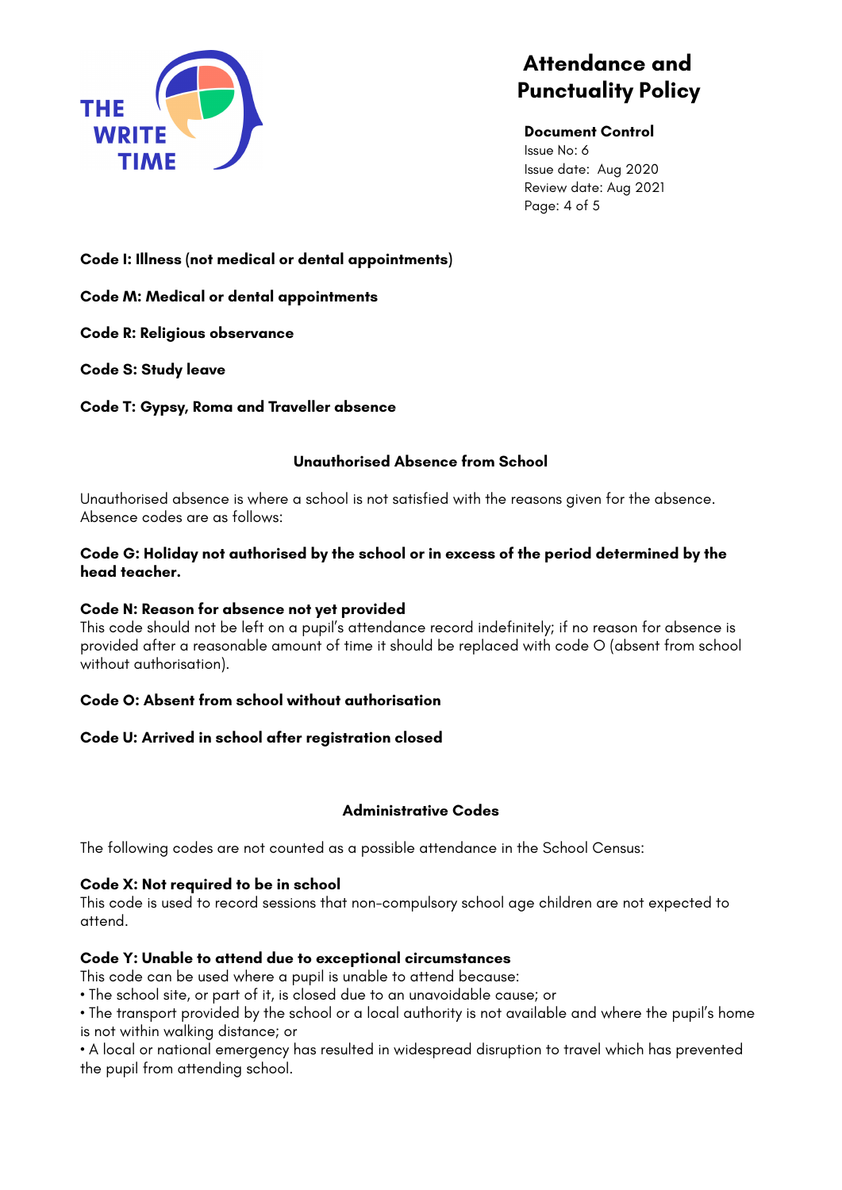**Code I: Illness (not medical or dental appointments)**

**Code M: Medical or dental appointments**

**Code R: Religious observance**

**Code S: Study leave**

**Code T: Gypsy, Roma and Traveller absence**

### Unauthorised Absence from School

Unauthorised absence is where a school is not satisfied with the reasons given for the absence. Absence codes are as follows:

**Code G: Holiday not authorised by the school or in excess of the period determined by the head teacher.**

**Code N: Reason for absence not yet provided**
This code should not be left on a pupil's attendance record indefinitely; if no reason for absence is provided after a reasonable amount of time it should be replaced with code O (absent from school without authorisation).

**Code O: Absent from school without authorisation**

**Code U: Arrived in school after registration closed**

### Administrative Codes

The following codes are not counted as a possible attendance in the School Census:

**Code X: Not required to be in school**
This code is used to record sessions that non-compulsory school age children are not expected to attend.

**Code Y: Unable to attend due to exceptional circumstances**
This code can be used where a pupil is unable to attend because:

- The school site, or part of it, is closed due to an unavoidable cause; or
- The transport provided by the school or a local authority is not available and where the pupil's home is not within walking distance; or
- A local or national emergency has resulted in widespread disruption to travel which has prevented the pupil from attending school.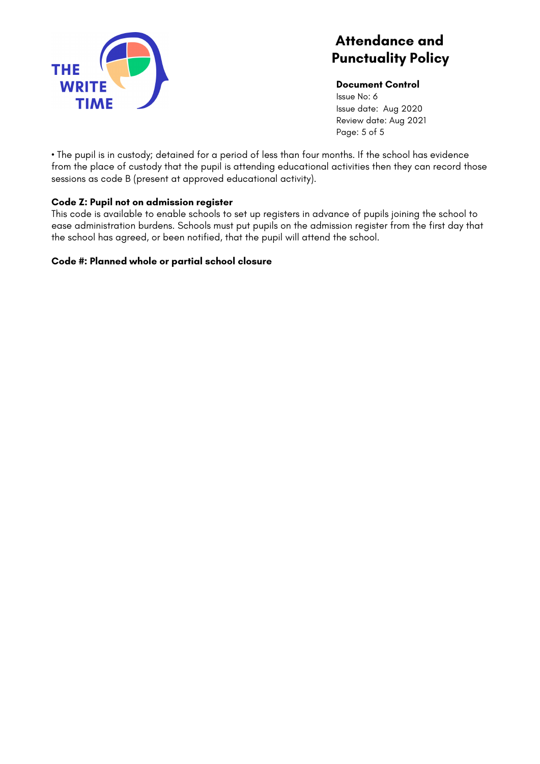• The pupil is in custody; detained for a period of less than four months. If the school has evidence from the place of custody that the pupil is attending educational activities then they can record those sessions as code B (present at approved educational activity).

**Code Z: Pupil not on admission register**
This code is available to enable schools to set up registers in advance of pupils joining the school to ease administration burdens. Schools must put pupils on the admission register from the first day that the school has agreed, or been notified, that the pupil will attend the school.

**Code #: Planned whole or partial school closure**